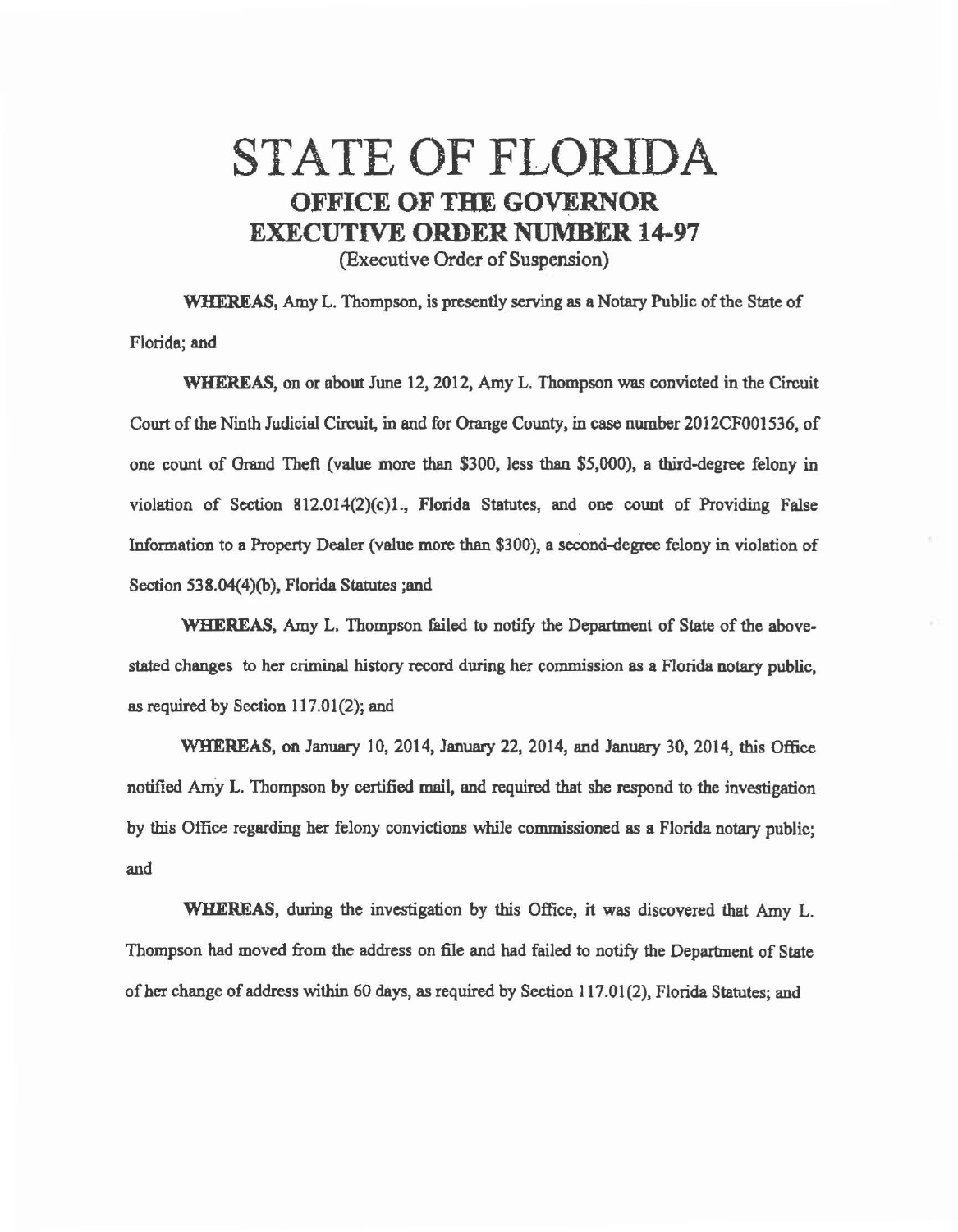# STATE OF FLORIDA
## OFFICE OF THE GOVERNOR
## EXECUTIVE ORDER NUMBER 14-97
(Executive Order of Suspension)

**WHEREAS,** Amy L. Thompson, is presently serving as a Notary Public of the State of Florida; and

**WHEREAS,** on or about June 12, 2012, Amy L. Thompson was convicted in the Circuit Court of the Ninth Judicial Circuit, in and for Orange County, in case number 2012CF001536, of one count of Grand Theft (value more than $300, less than $5,000), a third-degree felony in violation of Section 812.014(2)(c)1., Florida Statutes, and one count of Providing False Information to a Property Dealer (value more than $300), a second-degree felony in violation of Section 538.04(4)(b), Florida Statutes ;and

**WHEREAS,** Amy L. Thompson failed to notify the Department of State of the above-stated changes to her criminal history record during her commission as a Florida notary public, as required by Section 117.01(2); and

**WHEREAS,** on January 10, 2014, January 22, 2014, and January 30, 2014, this Office notified Amy L. Thompson by certified mail, and required that she respond to the investigation by this Office regarding her felony convictions while commissioned as a Florida notary public; and

**WHEREAS,** during the investigation by this Office, it was discovered that Amy L. Thompson had moved from the address on file and had failed to notify the Department of State of her change of address within 60 days, as required by Section 117.01(2), Florida Statutes; and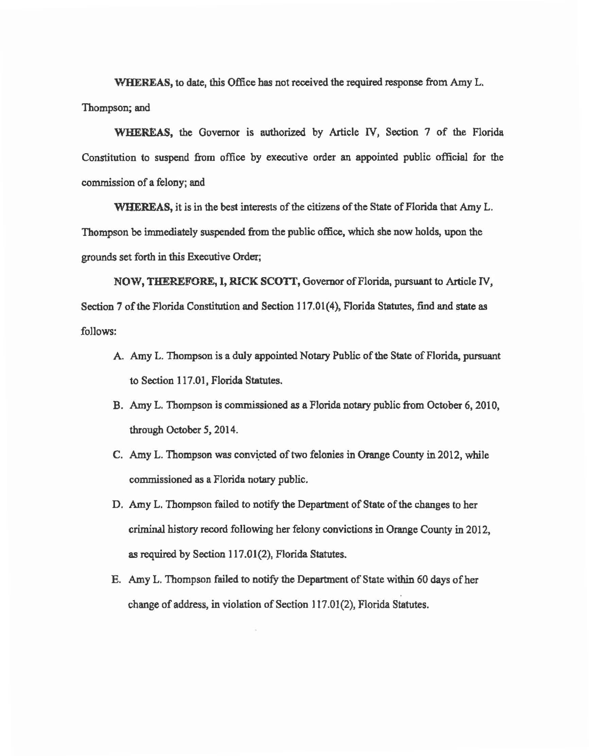**WHEREAS,** to date, this Office has not received the required response from Amy L. Thompson; and

**WHEREAS,** the Governor is authorized by Article IV, Section 7 of the Florida Constitution to suspend from office by executive order an appointed public official for the commission of a felony; and

**WHEREAS,** it is in the best interests of the citizens of the State of Florida that Amy L. Thompson be immediately suspended from the public office, which she now holds, upon the grounds set forth in this Executive Order;

**NOW, THEREFORE, I, RICK SCOTT,** Governor of Florida, pursuant to Article IV, Section 7 of the Florida Constitution and Section 117.01(4), Florida Statutes, find and state as follows:

A. Amy L. Thompson is a duly appointed Notary Public of the State of Florida, pursuant to Section 117.01, Florida Statutes.

B. Amy L. Thompson is commissioned as a Florida notary public from October 6, 2010, through October 5, 2014.

C. Amy L. Thompson was convicted of two felonies in Orange County in 2012, while commissioned as a Florida notary public.

D. Amy L. Thompson failed to notify the Department of State of the changes to her criminal history record following her felony convictions in Orange County in 2012, as required by Section 117.01(2), Florida Statutes.

E. Amy L. Thompson failed to notify the Department of State within 60 days of her change of address, in violation of Section 117.01(2), Florida Statutes.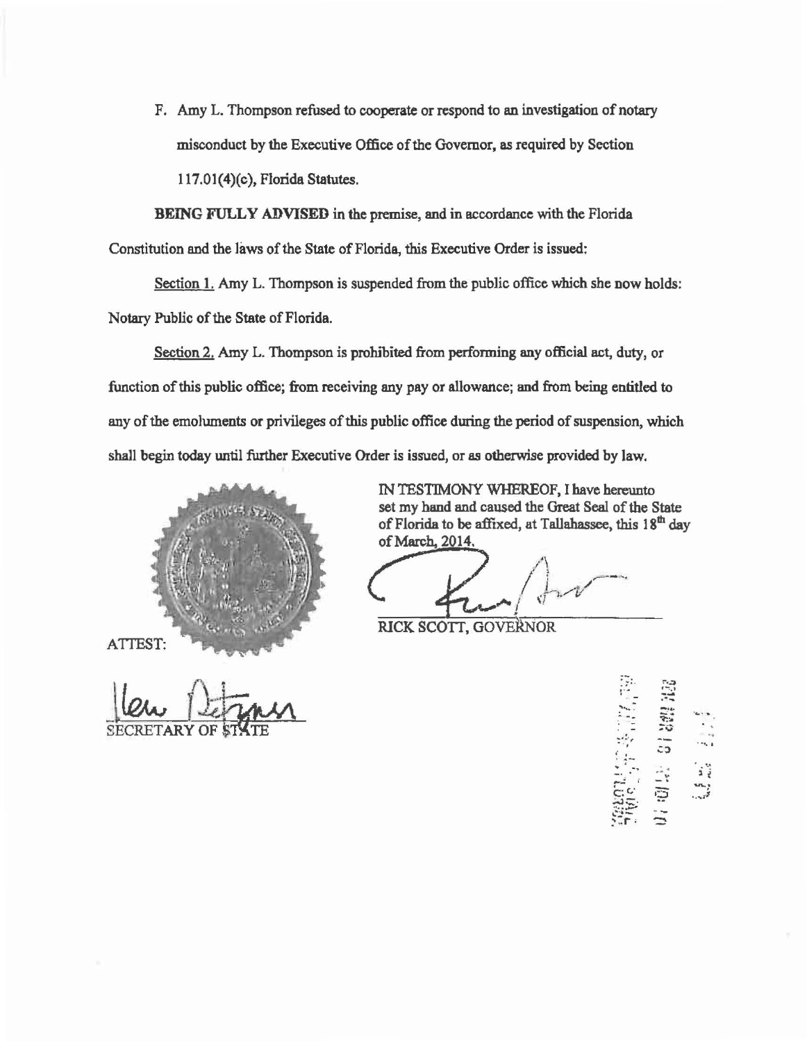F. Amy L. Thompson refused to cooperate or respond to an investigation of notary misconduct by the Executive Office of the Governor, as required by Section 117.01(4)(c), Florida Statutes.

**BEING FULLY ADVISED** in the premise, and in accordance with the Florida Constitution and the laws of the State of Florida, this Executive Order is issued:

Section 1. Amy L. Thompson is suspended from the public office which she now holds: Notary Public of the State of Florida.

Section 2. Amy L. Thompson is prohibited from performing any official act, duty, or function of this public office; from receiving any pay or allowance; and from being entitled to any of the emoluments or privileges of this public office during the period of suspension, which shall begin today until further Executive Order is issued, or as otherwise provided by law.

IN TESTIMONY WHEREOF, I have hereunto set my hand and caused the Great Seal of the State of Florida to be affixed, at Tallahassee, this 18th day of March, 2014.

RICK SCOTT, GOVERNOR

ATTEST:

SECRETARY OF STATE